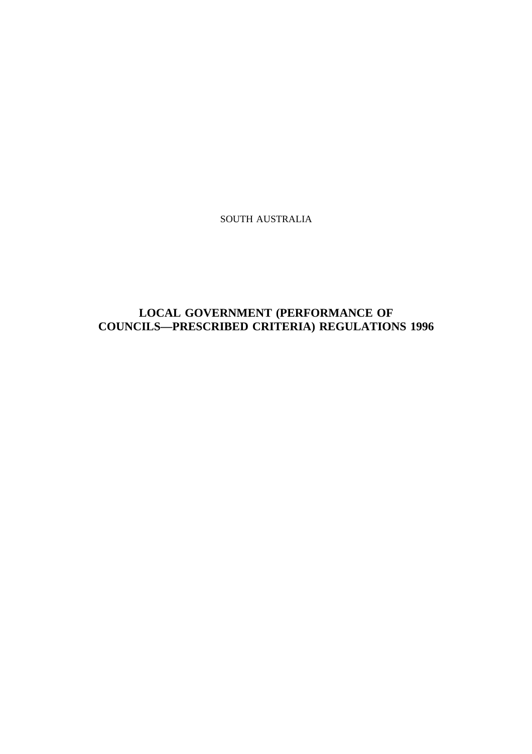SOUTH AUSTRALIA

# LOCAL GOVERNMENT (PERFORMANCE OF COUNCILS—PRESCRIBED CRITERIA) REGULATIONS 1996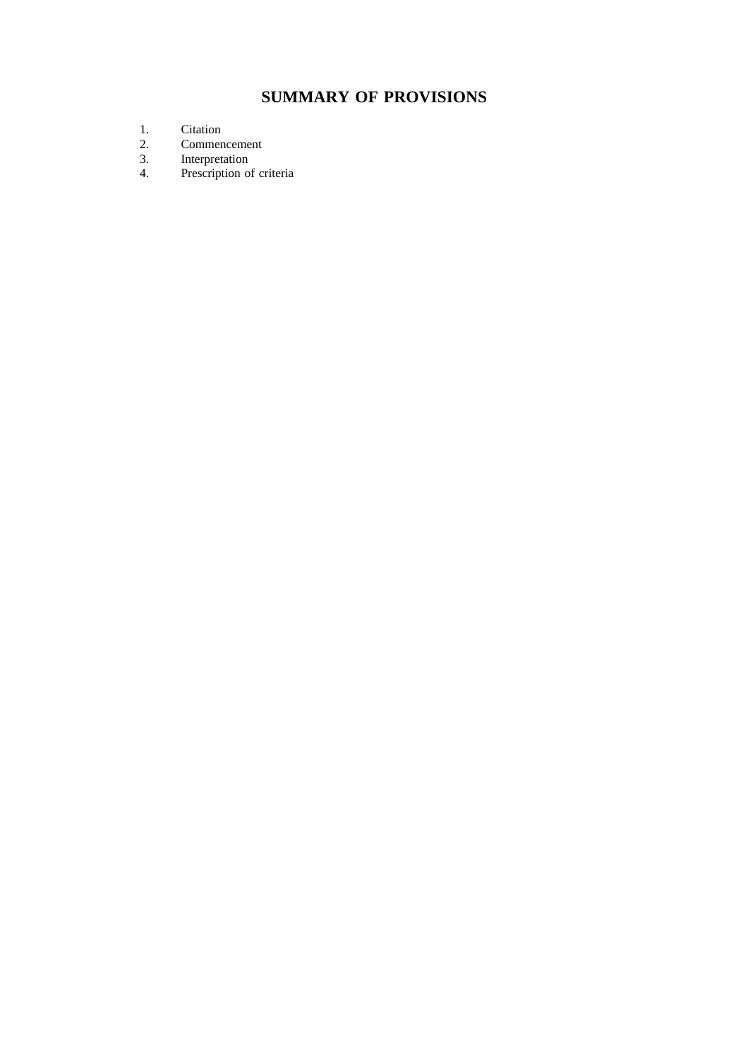# SUMMARY OF PROVISIONS

1. Citation
2. Commencement
3. Interpretation
4. Prescription of criteria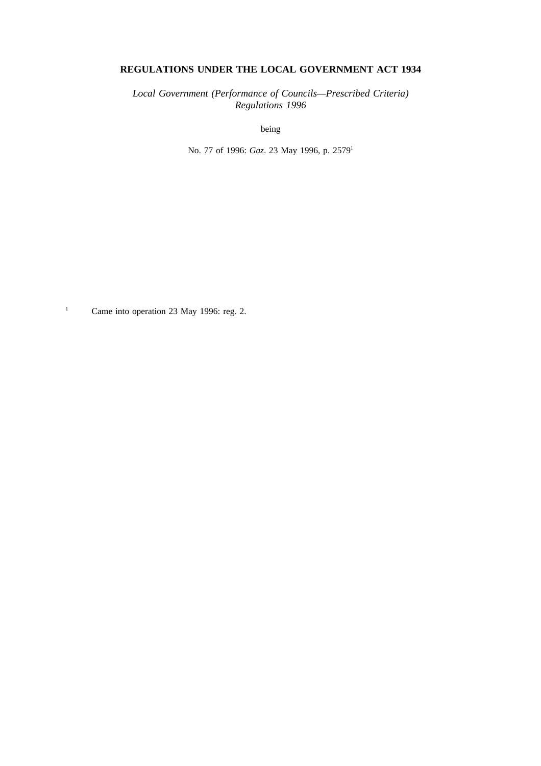**REGULATIONS UNDER THE LOCAL GOVERNMENT ACT 1934**

*Local Government (Performance of Councils—Prescribed Criteria) Regulations 1996*

being

No. 77 of 1996: *Gaz*. 23 May 1996, p. 2579[1]

[1] Came into operation 23 May 1996: reg. 2.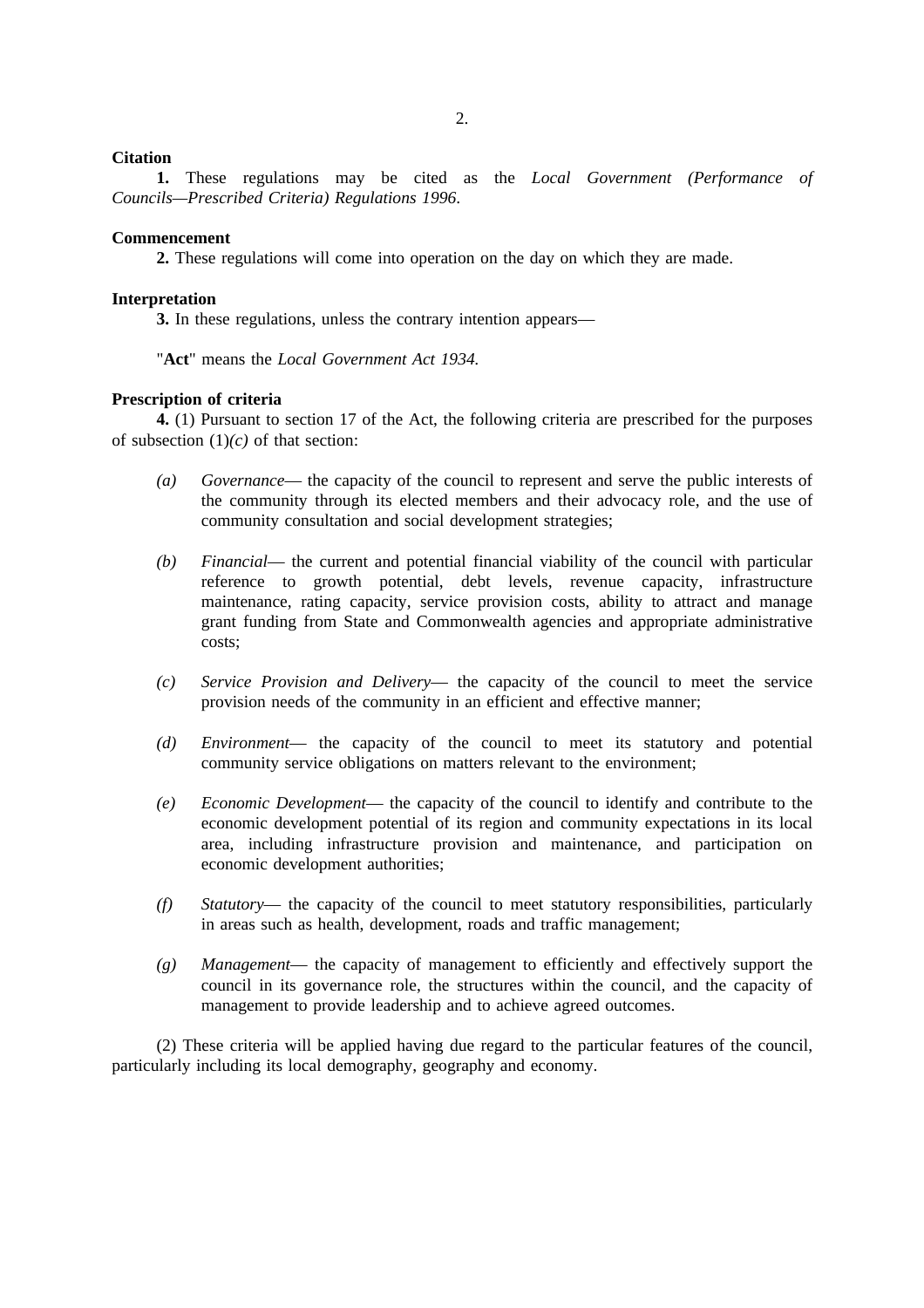**Citation**

**1.** These regulations may be cited as the *Local Government (Performance of Councils—Prescribed Criteria) Regulations 1996*.

**Commencement**

**2.** These regulations will come into operation on the day on which they are made.

**Interpretation**

**3.** In these regulations, unless the contrary intention appears—

"**Act**" means the *Local Government Act 1934.*

**Prescription of criteria**

**4.** (1) Pursuant to section 17 of the Act, the following criteria are prescribed for the purposes of subsection (1)*(c)* of that section:

*(a)* *Governance*— the capacity of the council to represent and serve the public interests of the community through its elected members and their advocacy role, and the use of community consultation and social development strategies;

*(b)* *Financial*— the current and potential financial viability of the council with particular reference to growth potential, debt levels, revenue capacity, infrastructure maintenance, rating capacity, service provision costs, ability to attract and manage grant funding from State and Commonwealth agencies and appropriate administrative costs;

*(c)* *Service Provision and Delivery*— the capacity of the council to meet the service provision needs of the community in an efficient and effective manner;

*(d)* *Environment*— the capacity of the council to meet its statutory and potential community service obligations on matters relevant to the environment;

*(e)* *Economic Development*— the capacity of the council to identify and contribute to the economic development potential of its region and community expectations in its local area, including infrastructure provision and maintenance, and participation on economic development authorities;

*(f)* *Statutory*— the capacity of the council to meet statutory responsibilities, particularly in areas such as health, development, roads and traffic management;

*(g)* *Management*— the capacity of management to efficiently and effectively support the council in its governance role, the structures within the council, and the capacity of management to provide leadership and to achieve agreed outcomes.

(2) These criteria will be applied having due regard to the particular features of the council, particularly including its local demography, geography and economy.